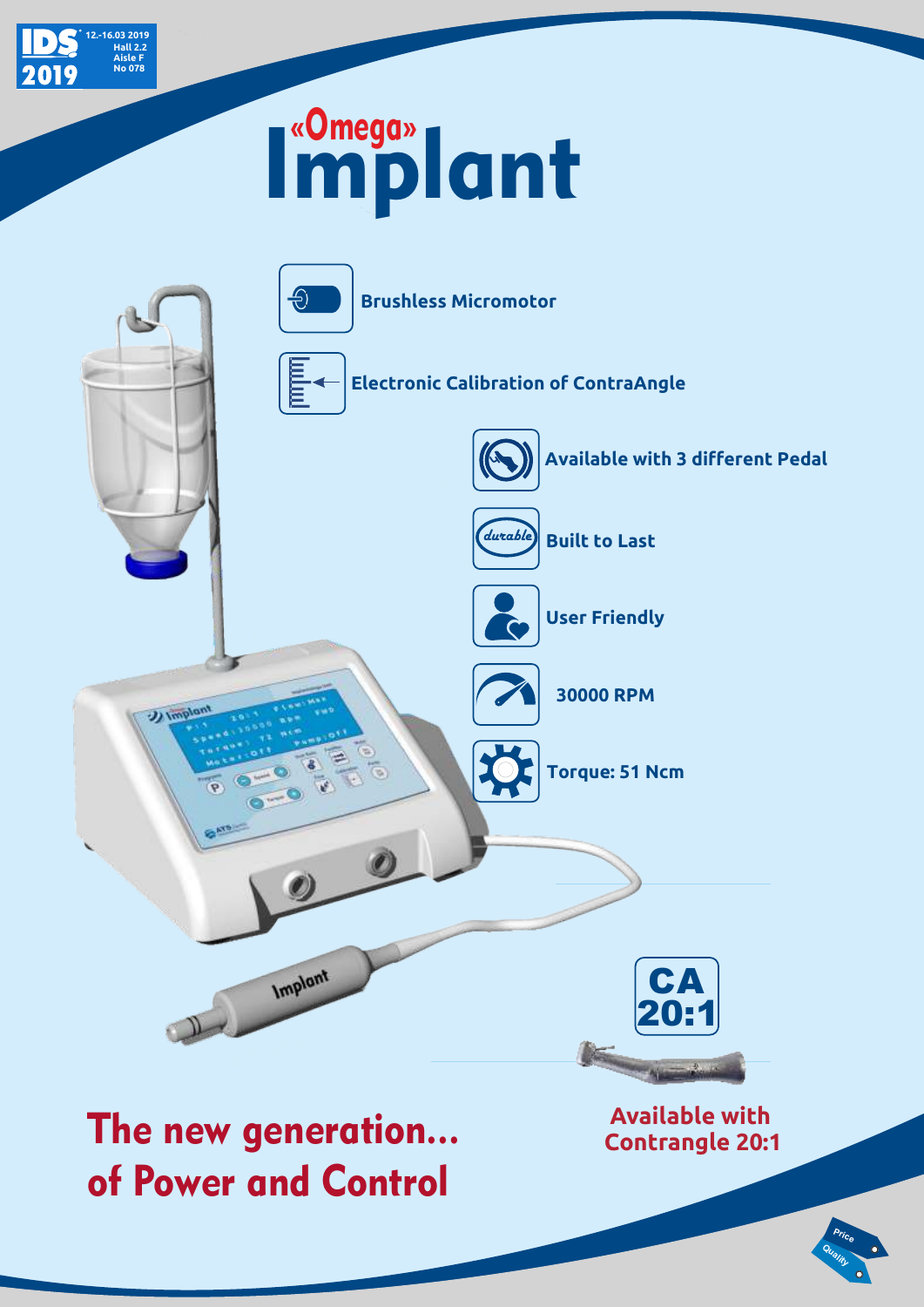IDS 2019
12.-16.03 2019
Hall 2.2
Aisle F
No 078

# «Omega» Implant

- Brushless Micromotor
- Electronic Calibration of ContraAngle
- Available with 3 different Pedal
- Built to Last
- User Friendly
- 30000 RPM
- Torque: 51 Ncm

CA 20:1

**Available with Contrangle 20:1**

## The new generation... of Power and Control

Price
Quality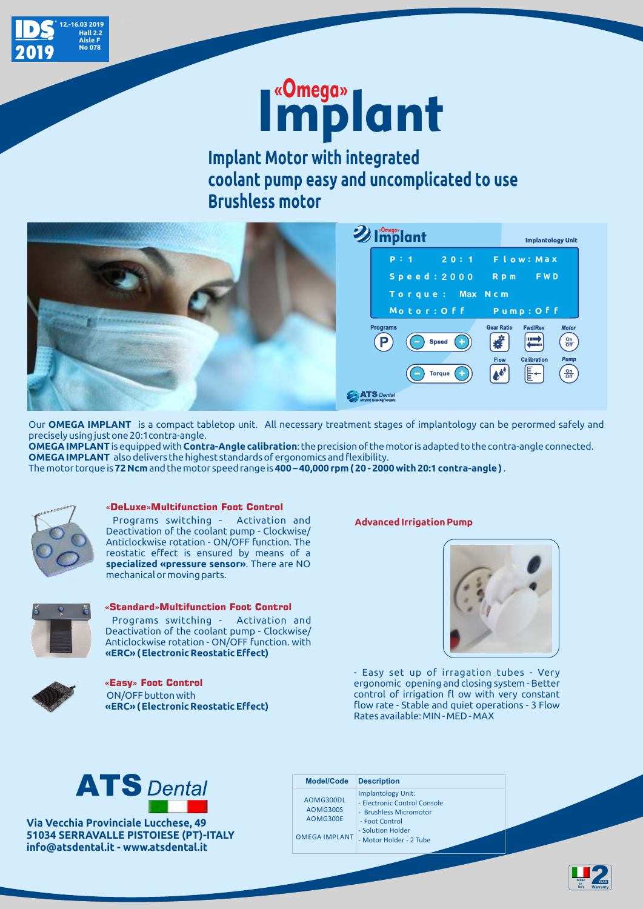IDS 2019 12.-16.03 2019 Hall 2.2 Aisle F No 078

# «Omega» Implant

## Implant Motor with integrated coolant pump easy and uncomplicated to use Brushless motor

Our **OMEGA IMPLANT** is a compact tabletop unit. All necessary treatment stages of implantology can be perormed safely and precisely using just one 20:1 contra-angle.
**OMEGA IMPLANT** is equipped with **Contra-Angle calibration**: the precision of the motor is adapted to the contra-angle connected.
**OMEGA IMPLANT** also delivers the highest standards of ergonomics and flexibility.
The motor torque is **72 Ncm** and the motor speed range is **400 – 40,000 rpm ( 20 - 2000 with 20:1 contra-angle )** .

### «DeLuxe» Multifunction Foot Control

Programs switching - Activation and Deactivation of the coolant pump - Clockwise/ Anticlockwise rotation - ON/OFF function. The reostatic effect is ensured by means of a **specialized «pressure sensor»**. There are NO mechanical or moving parts.

### «Standard» Multifunction Foot Control

Programs switching - Activation and Deactivation of the coolant pump - Clockwise/ Anticlockwise rotation - ON/OFF function. with **«ERC» ( Electronic Reostatic Effect)**

### «Easy» Foot Control

ON/OFF button with **«ERC» ( Electronic Reostatic Effect)**

### Advanced Irrigation Pump

- Easy set up of irragation tubes - Very ergonomic opening and closing system - Better control of irrigation fl ow with very constant flow rate - Stable and quiet operations - 3 Flow Rates available: MIN - MED - MAX

**ATS Dental**

**Via Vecchia Provinciale Lucchese, 49**
**51034 SERRAVALLE PISTOIESE (PT)-ITALY**
**info@atsdental.it - www.atsdental.it**

| Model/Code | Description |
|---|---|
| AOMG300DL<br>AOMG300S<br>AOMG300E<br><br>OMEGA IMPLANT | Implantology Unit:<br>- Electronic Control Console<br>- Brushless Micromotor<br>- Foot Control<br>- Solution Holder<br>- Motor Holder - 2 Tube |

Made in Italy 2 YEAR Warranty